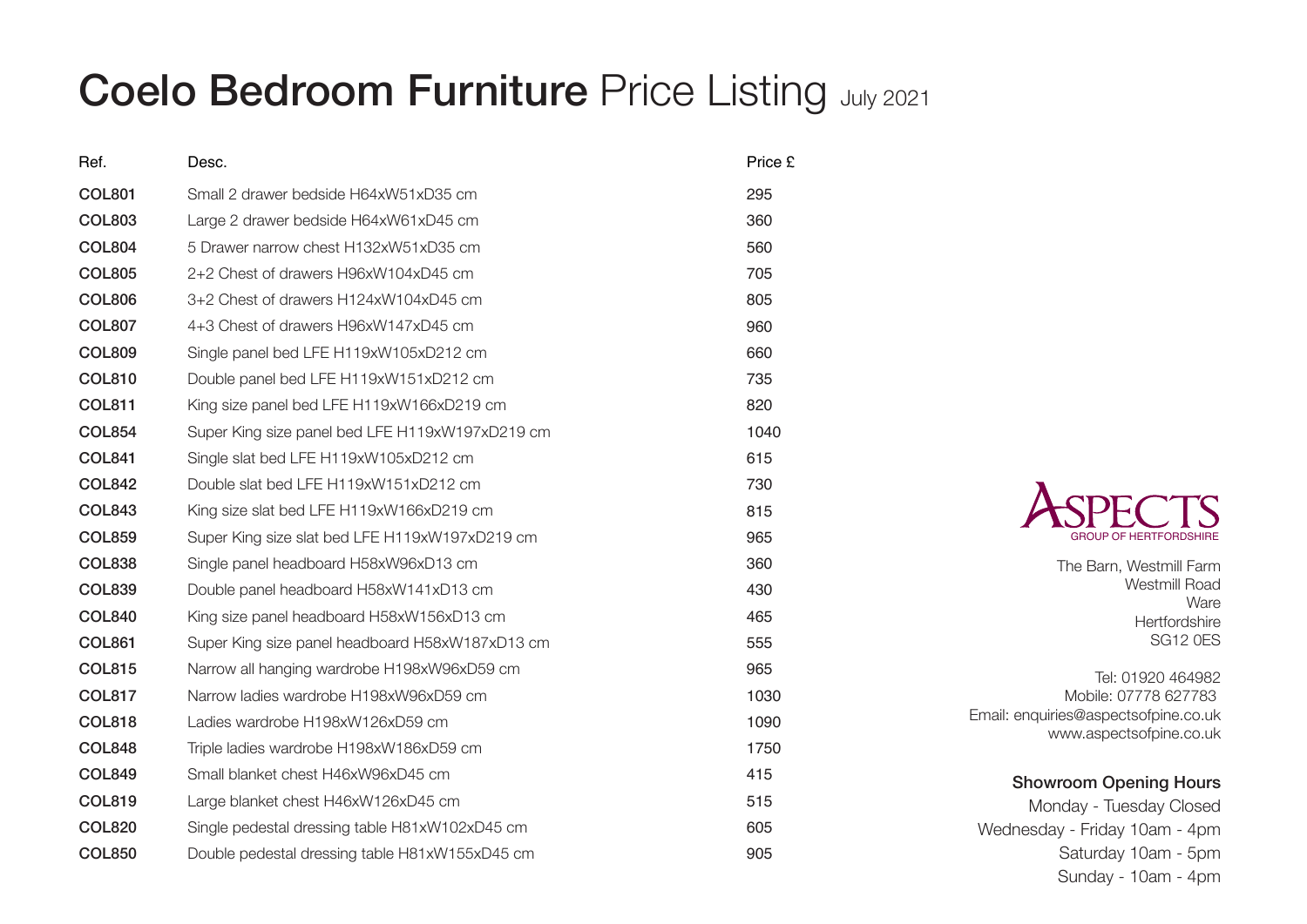# **Coelo Bedroom Furniture** Price Listing July 2021

| Ref. | Desc. | Price £ |
|---|---|---|
| **COL801** | Small 2 drawer bedside H64xW51xD35 cm | 295 |
| **COL803** | Large 2 drawer bedside H64xW61xD45 cm | 360 |
| **COL804** | 5 Drawer narrow chest H132xW51xD35 cm | 560 |
| **COL805** | 2+2 Chest of drawers H96xW104xD45 cm | 705 |
| **COL806** | 3+2 Chest of drawers H124xW104xD45 cm | 805 |
| **COL807** | 4+3 Chest of drawers H96xW147xD45 cm | 960 |
| **COL809** | Single panel bed LFE H119xW105xD212 cm | 660 |
| **COL810** | Double panel bed LFE H119xW151xD212 cm | 735 |
| **COL811** | King size panel bed LFE H119xW166xD219 cm | 820 |
| **COL854** | Super King size panel bed LFE H119xW197xD219 cm | 1040 |
| **COL841** | Single slat bed LFE H119xW105xD212 cm | 615 |
| **COL842** | Double slat bed LFE H119xW151xD212 cm | 730 |
| **COL843** | King size slat bed LFE H119xW166xD219 cm | 815 |
| **COL859** | Super King size slat bed LFE H119xW197xD219 cm | 965 |
| **COL838** | Single panel headboard H58xW96xD13 cm | 360 |
| **COL839** | Double panel headboard H58xW141xD13 cm | 430 |
| **COL840** | King size panel headboard H58xW156xD13 cm | 465 |
| **COL861** | Super King size panel headboard H58xW187xD13 cm | 555 |
| **COL815** | Narrow all hanging wardrobe H198xW96xD59 cm | 965 |
| **COL817** | Narrow ladies wardrobe H198xW96xD59 cm | 1030 |
| **COL818** | Ladies wardrobe H198xW126xD59 cm | 1090 |
| **COL848** | Triple ladies wardrobe H198xW186xD59 cm | 1750 |
| **COL849** | Small blanket chest H46xW96xD45 cm | 415 |
| **COL819** | Large blanket chest H46xW126xD45 cm | 515 |
| **COL820** | Single pedestal dressing table H81xW102xD45 cm | 605 |
| **COL850** | Double pedestal dressing table H81xW155xD45 cm | 905 |

ASPECTS
GROUP OF HERTFORDSHIRE

The Barn, Westmill Farm
Westmill Road
Ware
Hertfordshire
SG12 0ES

Tel: 01920 464982
Mobile: 07778 627783
Email: enquiries@aspectsofpine.co.uk
www.aspectsofpine.co.uk

**Showroom Opening Hours**

Monday - Tuesday Closed
Wednesday - Friday 10am - 4pm
Saturday 10am - 5pm
Sunday - 10am - 4pm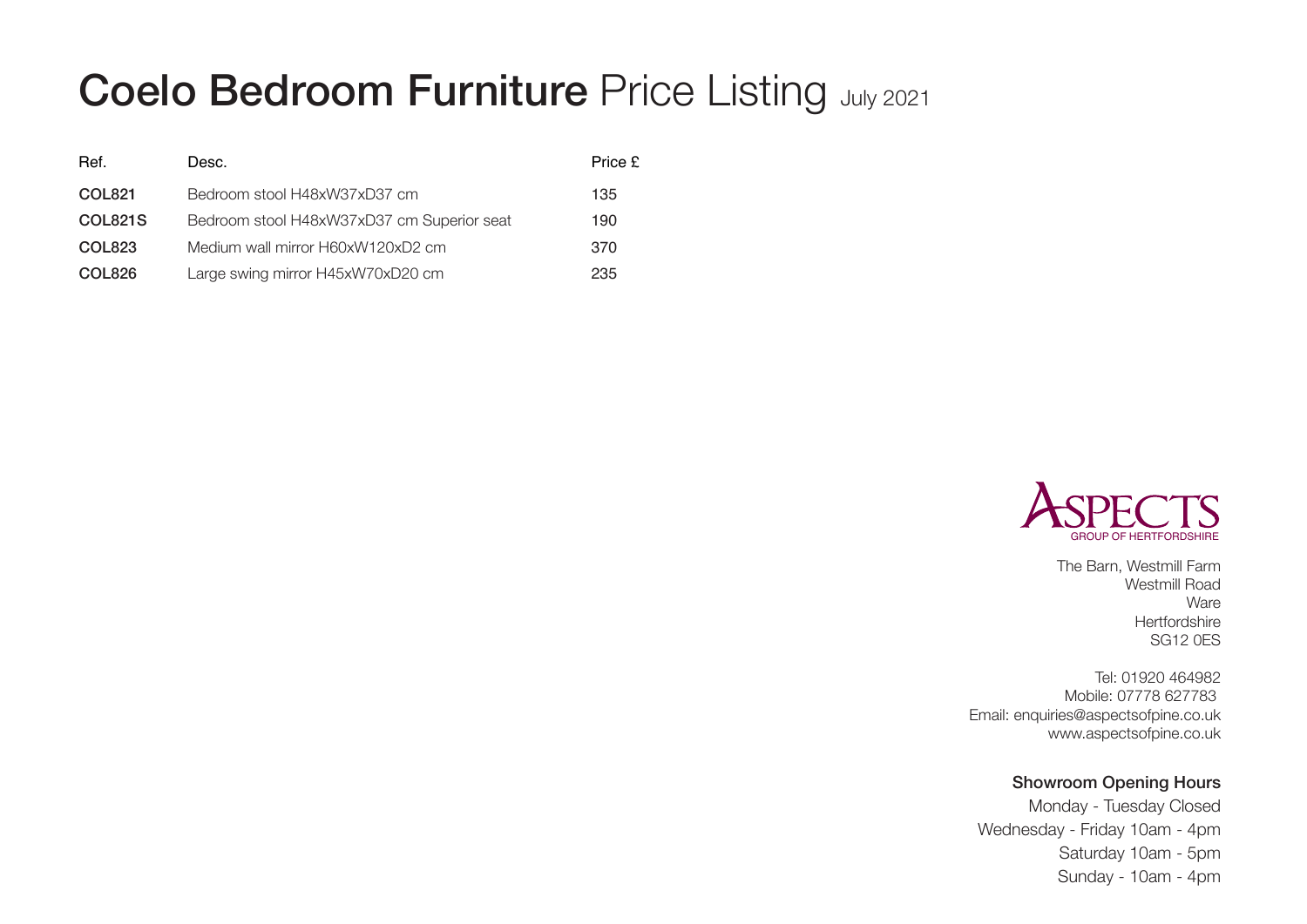# **Coelo Bedroom Furniture** Price Listing July 2021

| Ref. | Desc. | Price £ |
|---|---|---|
| **COL821** | Bedroom stool H48xW37xD37 cm | 135 |
| **COL821S** | Bedroom stool H48xW37xD37 cm Superior seat | 190 |
| **COL823** | Medium wall mirror H60xW120xD2 cm | 370 |
| **COL826** | Large swing mirror H45xW70xD20 cm | 235 |

ASPECTS
GROUP OF HERTFORDSHIRE

The Barn, Westmill Farm
Westmill Road
Ware
Hertfordshire
SG12 0ES

Tel: 01920 464982
Mobile: 07778 627783
Email: enquiries@aspectsofpine.co.uk
www.aspectsofpine.co.uk

**Showroom Opening Hours**

Monday - Tuesday Closed
Wednesday - Friday 10am - 4pm
Saturday 10am - 5pm
Sunday - 10am - 4pm